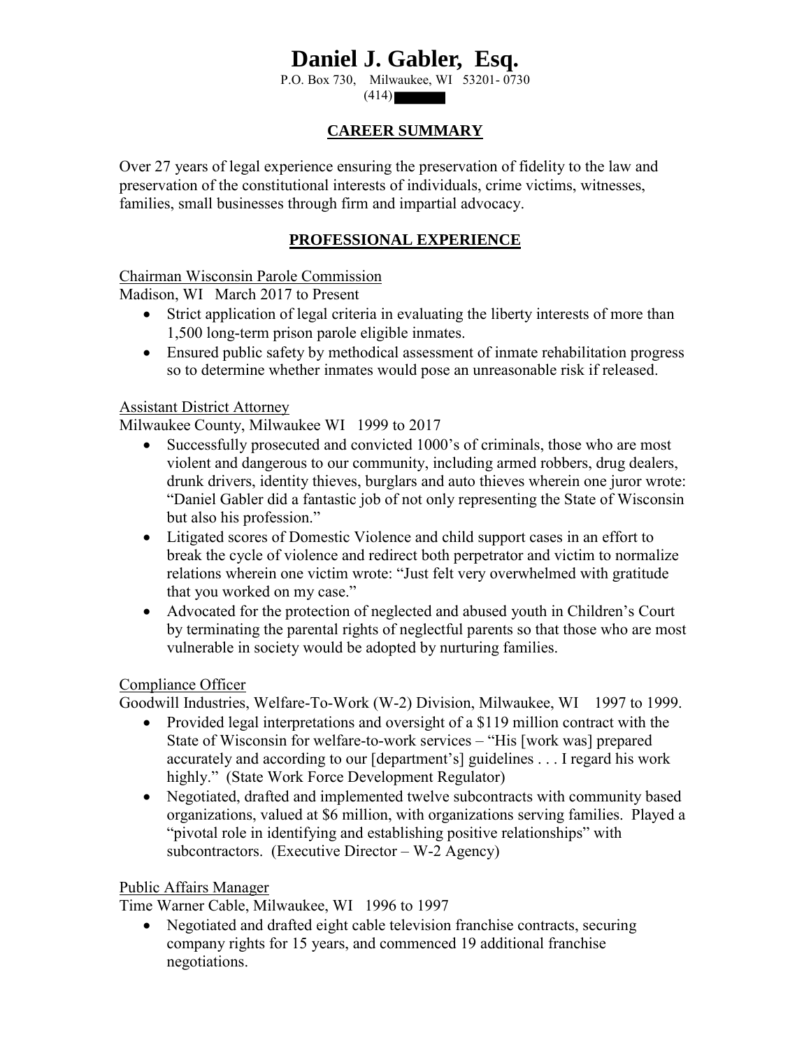# Daniel J. Gabler, Esq.

P.O. Box 730, Milwaukee, WI 53201- 0730

(414)

## CAREER SUMMARY

Over 27 years of legal experience ensuring the preservation of fidelity to the law and preservation of the constitutional interests of individuals, crime victims, witnesses, families, small businesses through firm and impartial advocacy.

## PROFESSIONAL EXPERIENCE

Chairman Wisconsin Parole Commission

Madison, WI March 2017 to Present

- Strict application of legal criteria in evaluating the liberty interests of more than 1,500 long-term prison parole eligible inmates.
- Ensured public safety by methodical assessment of inmate rehabilitation progress so to determine whether inmates would pose an unreasonable risk if released.

Assistant District Attorney

Milwaukee County, Milwaukee WI 1999 to 2017

- Successfully prosecuted and convicted 1000's of criminals, those who are most violent and dangerous to our community, including armed robbers, drug dealers, drunk drivers, identity thieves, burglars and auto thieves wherein one juror wrote: "Daniel Gabler did a fantastic job of not only representing the State of Wisconsin but also his profession."
- Litigated scores of Domestic Violence and child support cases in an effort to break the cycle of violence and redirect both perpetrator and victim to normalize relations wherein one victim wrote: "Just felt very overwhelmed with gratitude that you worked on my case."
- Advocated for the protection of neglected and abused youth in Children's Court by terminating the parental rights of neglectful parents so that those who are most vulnerable in society would be adopted by nurturing families.

Compliance Officer

Goodwill Industries, Welfare-To-Work (W-2) Division, Milwaukee, WI 1997 to 1999.

- Provided legal interpretations and oversight of a $119 million contract with the State of Wisconsin for welfare-to-work services – "His [work was] prepared accurately and according to our [department's] guidelines . . . I regard his work highly." (State Work Force Development Regulator)
- Negotiated, drafted and implemented twelve subcontracts with community based organizations, valued at $6 million, with organizations serving families. Played a "pivotal role in identifying and establishing positive relationships" with subcontractors. (Executive Director – W-2 Agency)

Public Affairs Manager

Time Warner Cable, Milwaukee, WI 1996 to 1997

- Negotiated and drafted eight cable television franchise contracts, securing company rights for 15 years, and commenced 19 additional franchise negotiations.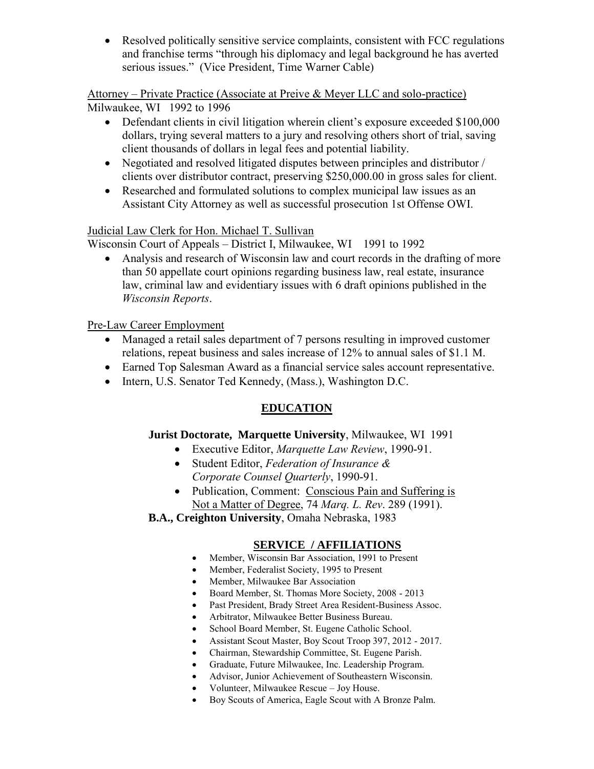- Resolved politically sensitive service complaints, consistent with FCC regulations and franchise terms "through his diplomacy and legal background he has averted serious issues." (Vice President, Time Warner Cable)

<u>Attorney – Private Practice (Associate at Preive & Meyer LLC and solo-practice)</u>
Milwaukee, WI 1992 to 1996

- Defendant clients in civil litigation wherein client's exposure exceeded $100,000 dollars, trying several matters to a jury and resolving others short of trial, saving client thousands of dollars in legal fees and potential liability.
- Negotiated and resolved litigated disputes between principles and distributor / clients over distributor contract, preserving $250,000.00 in gross sales for client.
- Researched and formulated solutions to complex municipal law issues as an Assistant City Attorney as well as successful prosecution 1st Offense OWI.

<u>Judicial Law Clerk for Hon. Michael T. Sullivan</u>
Wisconsin Court of Appeals – District I, Milwaukee, WI 1991 to 1992

- Analysis and research of Wisconsin law and court records in the drafting of more than 50 appellate court opinions regarding business law, real estate, insurance law, criminal law and evidentiary issues with 6 draft opinions published in the *Wisconsin Reports*.

<u>Pre-Law Career Employment</u>

- Managed a retail sales department of 7 persons resulting in improved customer relations, repeat business and sales increase of 12% to annual sales of $1.1 M.
- Earned Top Salesman Award as a financial service sales account representative.
- Intern, U.S. Senator Ted Kennedy, (Mass.), Washington D.C.

## EDUCATION

**Jurist Doctorate, Marquette University**, Milwaukee, WI 1991

- Executive Editor, *Marquette Law Review*, 1990-91.
- Student Editor, *Federation of Insurance & Corporate Counsel Quarterly*, 1990-91.
- Publication, Comment: <u>Conscious Pain and Suffering is Not a Matter of Degree</u>, 74 *Marq. L. Rev*. 289 (1991).

**B.A., Creighton University**, Omaha Nebraska, 1983

## SERVICE / AFFILIATIONS

- Member, Wisconsin Bar Association, 1991 to Present
- Member, Federalist Society, 1995 to Present
- Member, Milwaukee Bar Association
- Board Member, St. Thomas More Society, 2008 - 2013
- Past President, Brady Street Area Resident-Business Assoc.
- Arbitrator, Milwaukee Better Business Bureau.
- School Board Member, St. Eugene Catholic School.
- Assistant Scout Master, Boy Scout Troop 397, 2012 - 2017.
- Chairman, Stewardship Committee, St. Eugene Parish.
- Graduate, Future Milwaukee, Inc. Leadership Program.
- Advisor, Junior Achievement of Southeastern Wisconsin.
- Volunteer, Milwaukee Rescue – Joy House.
- Boy Scouts of America, Eagle Scout with A Bronze Palm.